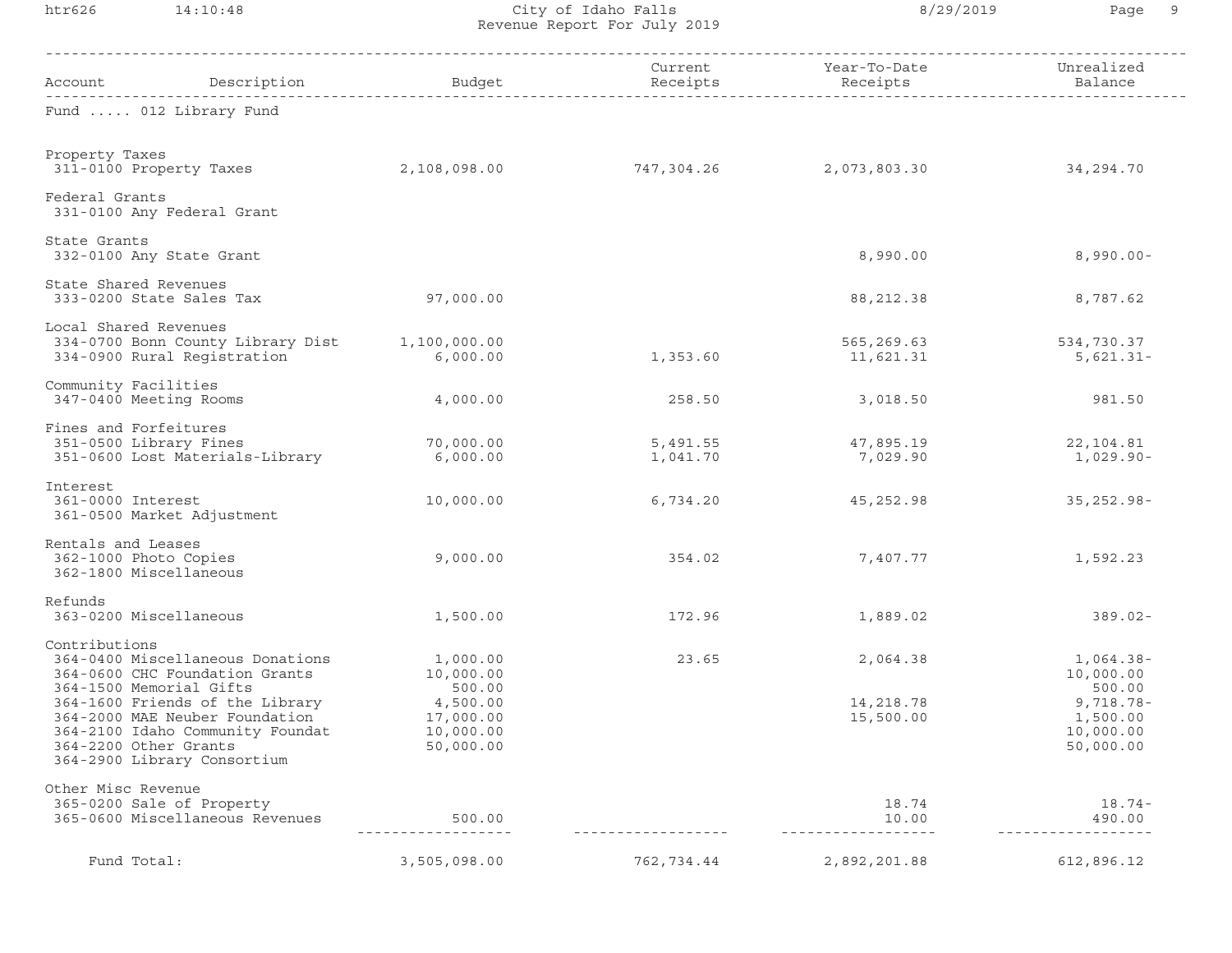# City of Idaho Falls

## Revenue Report For July 2019

| Account | Description | Budget | Current Receipts | Year-To-Date Receipts | Unrealized Balance |
|---|---|---|---|---|---|
| **Fund ..... 012 Library Fund** | | | | | |
| **Property Taxes** | | | | | |
| 311-0100 | Property Taxes | 2,108,098.00 | 747,304.26 | 2,073,803.30 | 34,294.70 |
| **Federal Grants** | | | | | |
| 331-0100 | Any Federal Grant | | | | |
| **State Grants** | | | | | |
| 332-0100 | Any State Grant | | | 8,990.00 | 8,990.00- |
| **State Shared Revenues** | | | | | |
| 333-0200 | State Sales Tax | 97,000.00 | | 88,212.38 | 8,787.62 |
| **Local Shared Revenues** | | | | | |
| 334-0700 | Bonn County Library Dist | 1,100,000.00 | | 565,269.63 | 534,730.37 |
| 334-0900 | Rural Registration | 6,000.00 | 1,353.60 | 11,621.31 | 5,621.31- |
| **Community Facilities** | | | | | |
| 347-0400 | Meeting Rooms | 4,000.00 | 258.50 | 3,018.50 | 981.50 |
| **Fines and Forfeitures** | | | | | |
| 351-0500 | Library Fines | 70,000.00 | 5,491.55 | 47,895.19 | 22,104.81 |
| 351-0600 | Lost Materials-Library | 6,000.00 | 1,041.70 | 7,029.90 | 1,029.90- |
| **Interest** | | | | | |
| 361-0000 | Interest | 10,000.00 | 6,734.20 | 45,252.98 | 35,252.98- |
| 361-0500 | Market Adjustment | | | | |
| **Rentals and Leases** | | | | | |
| 362-1000 | Photo Copies | 9,000.00 | 354.02 | 7,407.77 | 1,592.23 |
| 362-1800 | Miscellaneous | | | | |
| **Refunds** | | | | | |
| 363-0200 | Miscellaneous | 1,500.00 | 172.96 | 1,889.02 | 389.02- |
| **Contributions** | | | | | |
| 364-0400 | Miscellaneous Donations | 1,000.00 | 23.65 | 2,064.38 | 1,064.38- |
| 364-0600 | CHC Foundation Grants | 10,000.00 | | | 10,000.00 |
| 364-1500 | Memorial Gifts | 500.00 | | | 500.00 |
| 364-1600 | Friends of the Library | 4,500.00 | | 14,218.78 | 9,718.78- |
| 364-2000 | MAE Neuber Foundation | 17,000.00 | | 15,500.00 | 1,500.00 |
| 364-2100 | Idaho Community Foundat | 10,000.00 | | | 10,000.00 |
| 364-2200 | Other Grants | 50,000.00 | | | 50,000.00 |
| 364-2900 | Library Consortium | | | | |
| **Other Misc Revenue** | | | | | |
| 365-0200 | Sale of Property | | | 18.74 | 18.74- |
| 365-0600 | Miscellaneous Revenues | 500.00 | | 10.00 | 490.00 |
| **Fund Total:** | | 3,505,098.00 | 762,734.44 | 2,892,201.88 | 612,896.12 |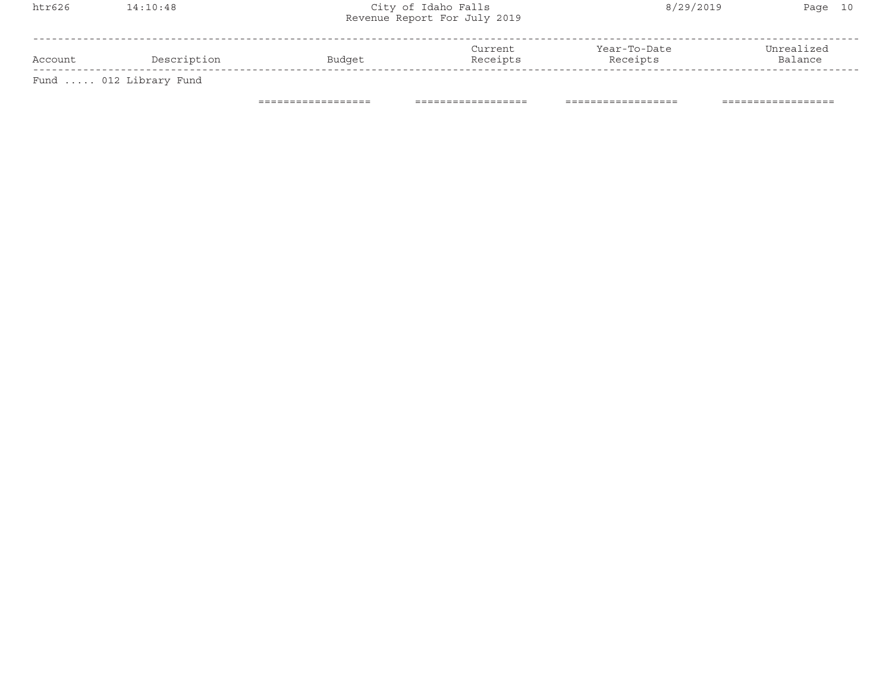City of Idaho Falls
Revenue Report For July 2019

| Account | Description | Budget | Current Receipts | Year-To-Date Receipts | Unrealized Balance |
|---|---|---|---|---|---|
| Fund ..... 012 Library Fund | | | | | |
| | | ================== | ================== | ================== | ================== |